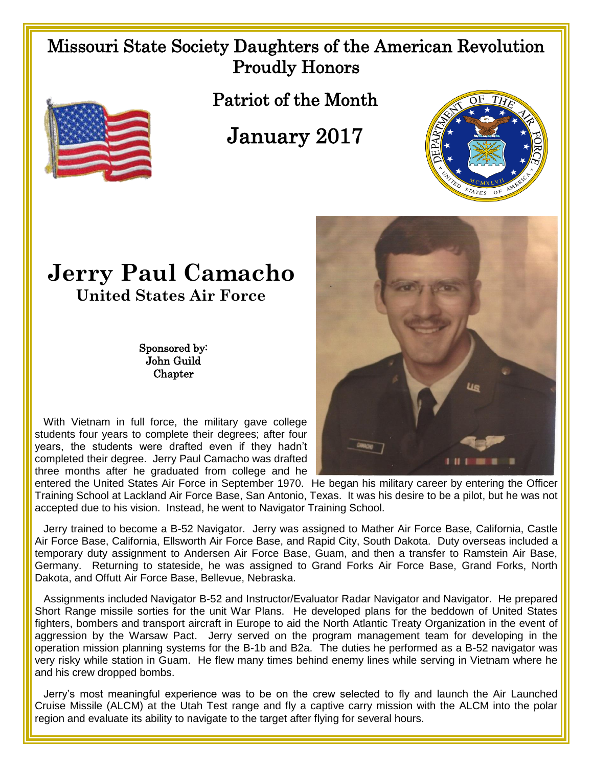# Missouri State Society Daughters of the American Revolution Proudly Honors

## Patriot of the Month

## January 2017

# Jerry Paul Camacho

### United States Air Force

Sponsored by:
John Guild
Chapter

With Vietnam in full force, the military gave college students four years to complete their degrees; after four years, the students were drafted even if they hadn't completed their degree. Jerry Paul Camacho was drafted three months after he graduated from college and he entered the United States Air Force in September 1970. He began his military career by entering the Officer Training School at Lackland Air Force Base, San Antonio, Texas. It was his desire to be a pilot, but he was not accepted due to his vision. Instead, he went to Navigator Training School.

Jerry trained to become a B-52 Navigator. Jerry was assigned to Mather Air Force Base, California, Castle Air Force Base, California, Ellsworth Air Force Base, and Rapid City, South Dakota. Duty overseas included a temporary duty assignment to Andersen Air Force Base, Guam, and then a transfer to Ramstein Air Base, Germany. Returning to stateside, he was assigned to Grand Forks Air Force Base, Grand Forks, North Dakota, and Offutt Air Force Base, Bellevue, Nebraska.

Assignments included Navigator B-52 and Instructor/Evaluator Radar Navigator and Navigator. He prepared Short Range missile sorties for the unit War Plans. He developed plans for the beddown of United States fighters, bombers and transport aircraft in Europe to aid the North Atlantic Treaty Organization in the event of aggression by the Warsaw Pact. Jerry served on the program management team for developing in the operation mission planning systems for the B-1b and B2a. The duties he performed as a B-52 navigator was very risky while station in Guam. He flew many times behind enemy lines while serving in Vietnam where he and his crew dropped bombs.

Jerry's most meaningful experience was to be on the crew selected to fly and launch the Air Launched Cruise Missile (ALCM) at the Utah Test range and fly a captive carry mission with the ALCM into the polar region and evaluate its ability to navigate to the target after flying for several hours.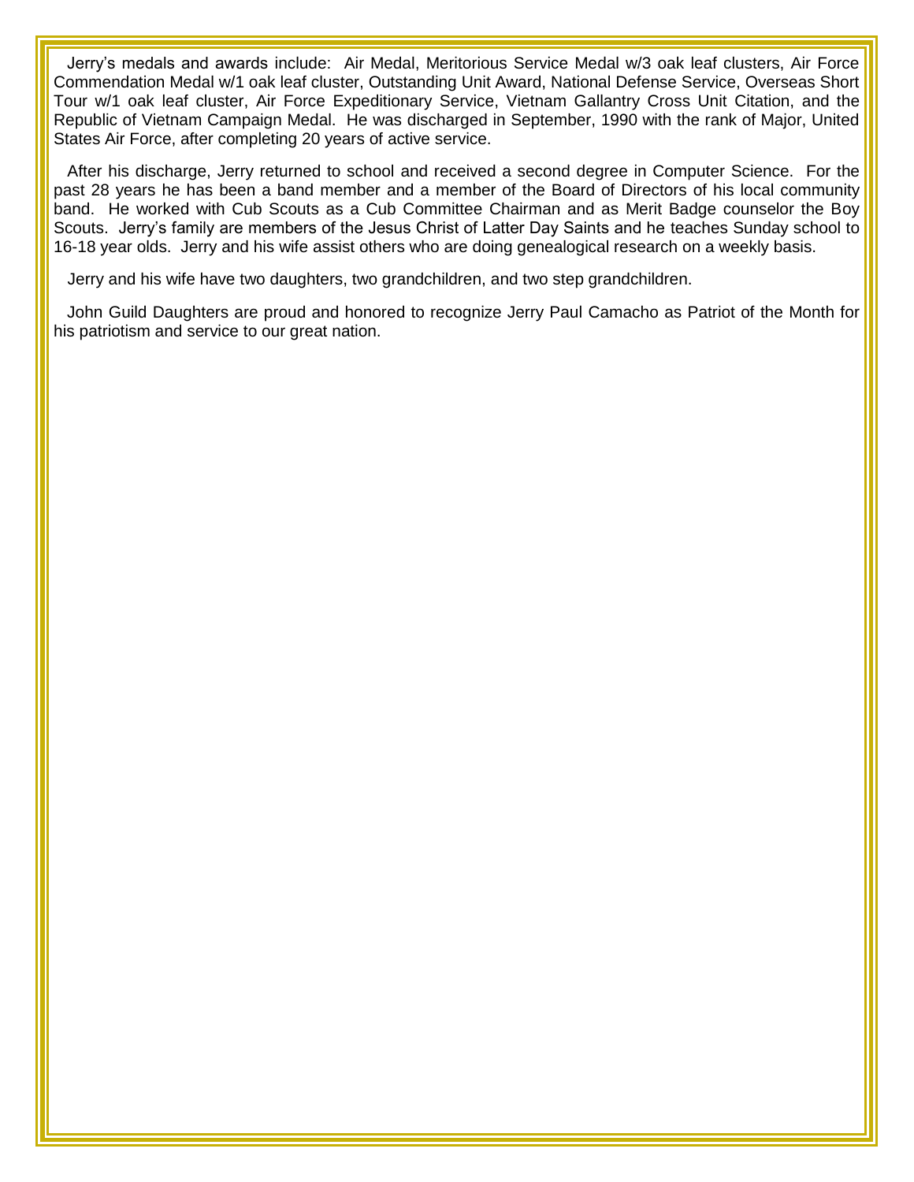Jerry's medals and awards include: Air Medal, Meritorious Service Medal w/3 oak leaf clusters, Air Force Commendation Medal w/1 oak leaf cluster, Outstanding Unit Award, National Defense Service, Overseas Short Tour w/1 oak leaf cluster, Air Force Expeditionary Service, Vietnam Gallantry Cross Unit Citation, and the Republic of Vietnam Campaign Medal. He was discharged in September, 1990 with the rank of Major, United States Air Force, after completing 20 years of active service.

After his discharge, Jerry returned to school and received a second degree in Computer Science. For the past 28 years he has been a band member and a member of the Board of Directors of his local community band. He worked with Cub Scouts as a Cub Committee Chairman and as Merit Badge counselor the Boy Scouts. Jerry's family are members of the Jesus Christ of Latter Day Saints and he teaches Sunday school to 16-18 year olds. Jerry and his wife assist others who are doing genealogical research on a weekly basis.

Jerry and his wife have two daughters, two grandchildren, and two step grandchildren.

John Guild Daughters are proud and honored to recognize Jerry Paul Camacho as Patriot of the Month for his patriotism and service to our great nation.